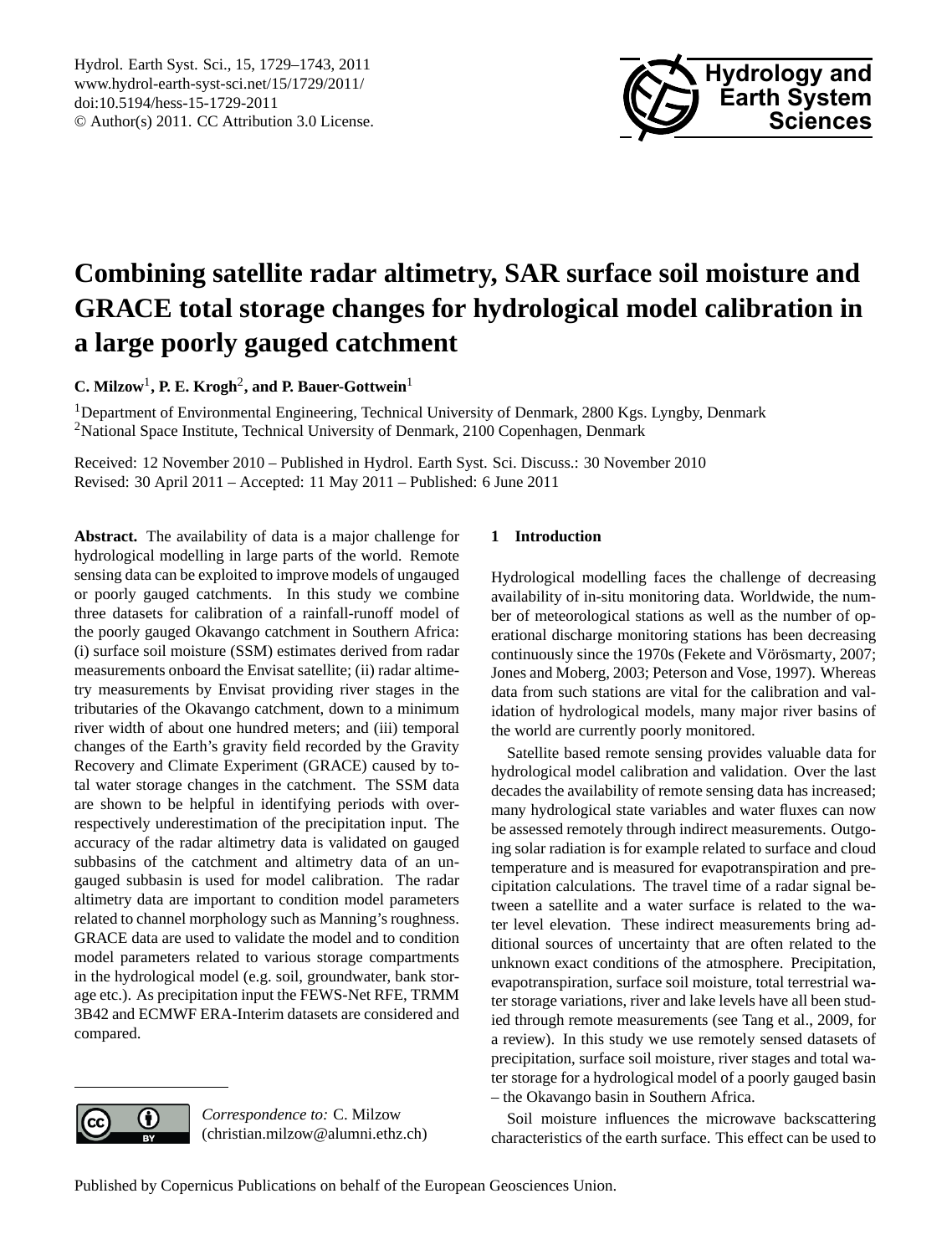# Combining satellite radar altimetry, SAR surface soil moisture and GRACE total storage changes for hydrological model calibration in a large poorly gauged catchment

**C. Milzow**[1], **P. E. Krogh**[2], **and P. Bauer-Gottwein**[1]

[1]Department of Environmental Engineering, Technical University of Denmark, 2800 Kgs. Lyngby, Denmark
[2]National Space Institute, Technical University of Denmark, 2100 Copenhagen, Denmark

Received: 12 November 2010 – Published in Hydrol. Earth Syst. Sci. Discuss.: 30 November 2010
Revised: 30 April 2011 – Accepted: 11 May 2011 – Published: 6 June 2011

**Abstract.** The availability of data is a major challenge for hydrological modelling in large parts of the world. Remote sensing data can be exploited to improve models of ungauged or poorly gauged catchments. In this study we combine three datasets for calibration of a rainfall-runoff model of the poorly gauged Okavango catchment in Southern Africa: (i) surface soil moisture (SSM) estimates derived from radar measurements onboard the Envisat satellite; (ii) radar altimetry measurements by Envisat providing river stages in the tributaries of the Okavango catchment, down to a minimum river width of about one hundred meters; and (iii) temporal changes of the Earth's gravity field recorded by the Gravity Recovery and Climate Experiment (GRACE) caused by total water storage changes in the catchment. The SSM data are shown to be helpful in identifying periods with over-respectively underestimation of the precipitation input. The accuracy of the radar altimetry data is validated on gauged subbasins of the catchment and altimetry data of an ungauged subbasin is used for model calibration. The radar altimetry data are important to condition model parameters related to channel morphology such as Manning's roughness. GRACE data are used to validate the model and to condition model parameters related to various storage compartments in the hydrological model (e.g. soil, groundwater, bank storage etc.). As precipitation input the FEWS-Net RFE, TRMM 3B42 and ECMWF ERA-Interim datasets are considered and compared.

*Correspondence to:* C. Milzow
(christian.milzow@alumni.ethz.ch)

## 1 Introduction

Hydrological modelling faces the challenge of decreasing availability of in-situ monitoring data. Worldwide, the number of meteorological stations as well as the number of operational discharge monitoring stations has been decreasing continuously since the 1970s (Fekete and Vörösmarty, 2007; Jones and Moberg, 2003; Peterson and Vose, 1997). Whereas data from such stations are vital for the calibration and validation of hydrological models, many major river basins of the world are currently poorly monitored.

Satellite based remote sensing provides valuable data for hydrological model calibration and validation. Over the last decades the availability of remote sensing data has increased; many hydrological state variables and water fluxes can now be assessed remotely through indirect measurements. Outgoing solar radiation is for example related to surface and cloud temperature and is measured for evapotranspiration and precipitation calculations. The travel time of a radar signal between a satellite and a water surface is related to the water level elevation. These indirect measurements bring additional sources of uncertainty that are often related to the unknown exact conditions of the atmosphere. Precipitation, evapotranspiration, surface soil moisture, total terrestrial water storage variations, river and lake levels have all been studied through remote measurements (see Tang et al., 2009, for a review). In this study we use remotely sensed datasets of precipitation, surface soil moisture, river stages and total water storage for a hydrological model of a poorly gauged basin – the Okavango basin in Southern Africa.

Soil moisture influences the microwave backscattering characteristics of the earth surface. This effect can be used to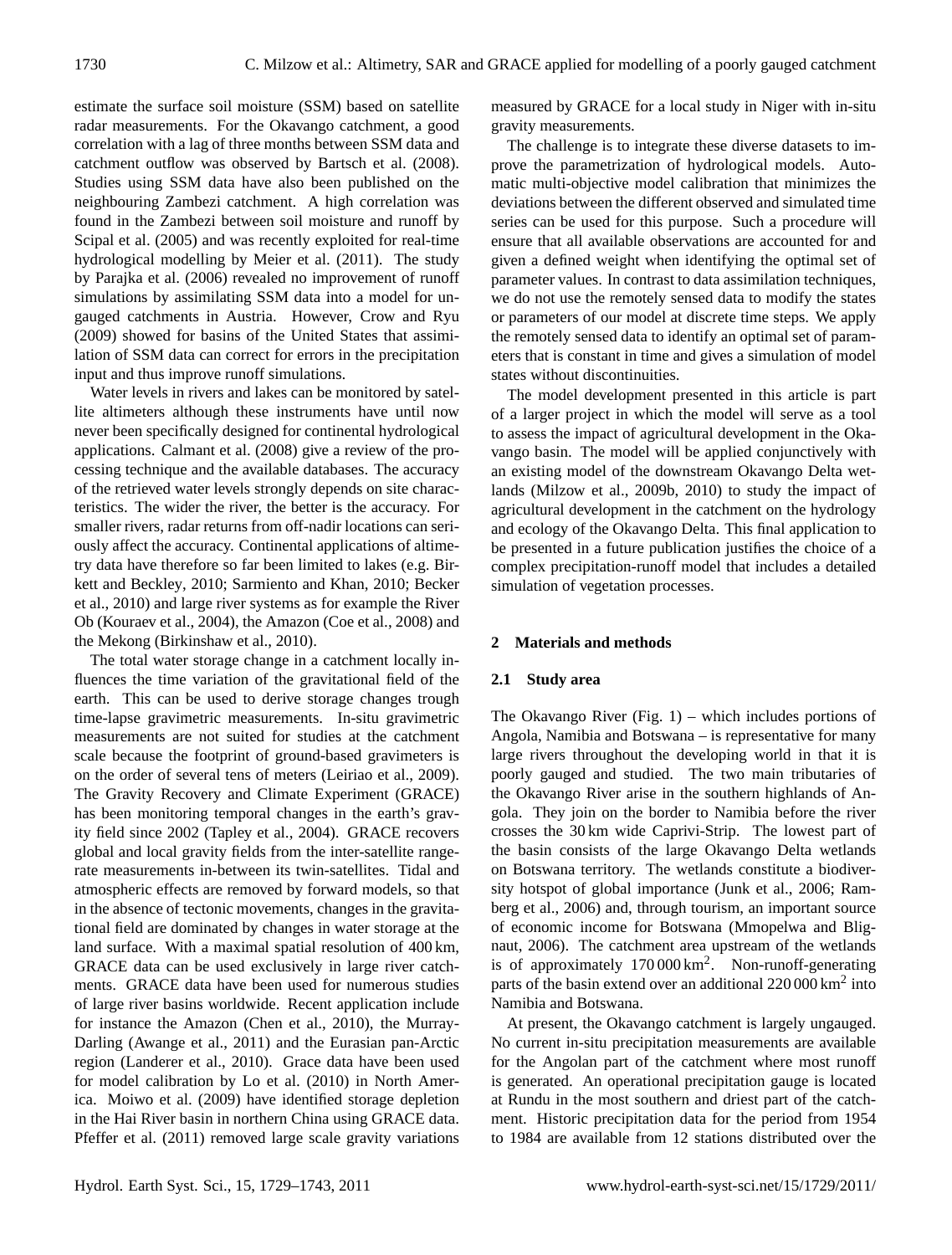estimate the surface soil moisture (SSM) based on satellite radar measurements. For the Okavango catchment, a good correlation with a lag of three months between SSM data and catchment outflow was observed by Bartsch et al. (2008). Studies using SSM data have also been published on the neighbouring Zambezi catchment. A high correlation was found in the Zambezi between soil moisture and runoff by Scipal et al. (2005) and was recently exploited for real-time hydrological modelling by Meier et al. (2011). The study by Parajka et al. (2006) revealed no improvement of runoff simulations by assimilating SSM data into a model for ungauged catchments in Austria. However, Crow and Ryu (2009) showed for basins of the United States that assimilation of SSM data can correct for errors in the precipitation input and thus improve runoff simulations.

Water levels in rivers and lakes can be monitored by satellite altimeters although these instruments have until now never been specifically designed for continental hydrological applications. Calmant et al. (2008) give a review of the processing technique and the available databases. The accuracy of the retrieved water levels strongly depends on site characteristics. The wider the river, the better is the accuracy. For smaller rivers, radar returns from off-nadir locations can seriously affect the accuracy. Continental applications of altimetry data have therefore so far been limited to lakes (e.g. Birkett and Beckley, 2010; Sarmiento and Khan, 2010; Becker et al., 2010) and large river systems as for example the River Ob (Kouraev et al., 2004), the Amazon (Coe et al., 2008) and the Mekong (Birkinshaw et al., 2010).

The total water storage change in a catchment locally influences the time variation of the gravitational field of the earth. This can be used to derive storage changes trough time-lapse gravimetric measurements. In-situ gravimetric measurements are not suited for studies at the catchment scale because the footprint of ground-based gravimeters is on the order of several tens of meters (Leiriao et al., 2009). The Gravity Recovery and Climate Experiment (GRACE) has been monitoring temporal changes in the earth's gravity field since 2002 (Tapley et al., 2004). GRACE recovers global and local gravity fields from the inter-satellite range-rate measurements in-between its twin-satellites. Tidal and atmospheric effects are removed by forward models, so that in the absence of tectonic movements, changes in the gravitational field are dominated by changes in water storage at the land surface. With a maximal spatial resolution of 400 km, GRACE data can be used exclusively in large river catchments. GRACE data have been used for numerous studies of large river basins worldwide. Recent application include for instance the Amazon (Chen et al., 2010), the Murray-Darling (Awange et al., 2011) and the Eurasian pan-Arctic region (Landerer et al., 2010). Grace data have been used for model calibration by Lo et al. (2010) in North America. Moiwo et al. (2009) have identified storage depletion in the Hai River basin in northern China using GRACE data. Pfeffer et al. (2011) removed large scale gravity variations measured by GRACE for a local study in Niger with in-situ gravity measurements.

The challenge is to integrate these diverse datasets to improve the parametrization of hydrological models. Automatic multi-objective model calibration that minimizes the deviations between the different observed and simulated time series can be used for this purpose. Such a procedure will ensure that all available observations are accounted for and given a defined weight when identifying the optimal set of parameter values. In contrast to data assimilation techniques, we do not use the remotely sensed data to modify the states or parameters of our model at discrete time steps. We apply the remotely sensed data to identify an optimal set of parameters that is constant in time and gives a simulation of model states without discontinuities.

The model development presented in this article is part of a larger project in which the model will serve as a tool to assess the impact of agricultural development in the Okavango basin. The model will be applied conjunctively with an existing model of the downstream Okavango Delta wetlands (Milzow et al., 2009b, 2010) to study the impact of agricultural development in the catchment on the hydrology and ecology of the Okavango Delta. This final application to be presented in a future publication justifies the choice of a complex precipitation-runoff model that includes a detailed simulation of vegetation processes.

## 2 Materials and methods

### 2.1 Study area

The Okavango River (Fig. 1) – which includes portions of Angola, Namibia and Botswana – is representative for many large rivers throughout the developing world in that it is poorly gauged and studied. The two main tributaries of the Okavango River arise in the southern highlands of Angola. They join on the border to Namibia before the river crosses the 30 km wide Caprivi-Strip. The lowest part of the basin consists of the large Okavango Delta wetlands on Botswana territory. The wetlands constitute a biodiversity hotspot of global importance (Junk et al., 2006; Ramberg et al., 2006) and, through tourism, an important source of economic income for Botswana (Mmopelwa and Blignaut, 2006). The catchment area upstream of the wetlands is of approximately 170 000 km$^2$. Non-runoff-generating parts of the basin extend over an additional 220 000 km$^2$ into Namibia and Botswana.

At present, the Okavango catchment is largely ungauged. No current in-situ precipitation measurements are available for the Angolan part of the catchment where most runoff is generated. An operational precipitation gauge is located at Rundu in the most southern and driest part of the catchment. Historic precipitation data for the period from 1954 to 1984 are available from 12 stations distributed over the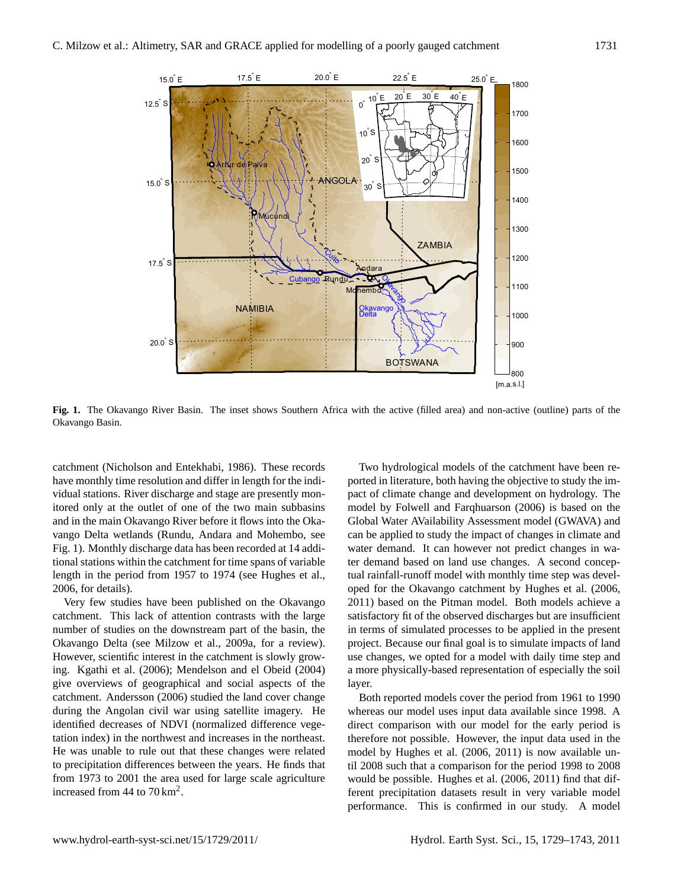**Fig. 1.** The Okavango River Basin. The inset shows Southern Africa with the active (filled area) and non-active (outline) parts of the Okavango Basin.

catchment (Nicholson and Entekhabi, 1986). These records have monthly time resolution and differ in length for the individual stations. River discharge and stage are presently monitored only at the outlet of one of the two main subbasins and in the main Okavango River before it flows into the Okavango Delta wetlands (Rundu, Andara and Mohembo, see Fig. 1). Monthly discharge data has been recorded at 14 additional stations within the catchment for time spans of variable length in the period from 1957 to 1974 (see Hughes et al., 2006, for details).

Very few studies have been published on the Okavango catchment. This lack of attention contrasts with the large number of studies on the downstream part of the basin, the Okavango Delta (see Milzow et al., 2009a, for a review). However, scientific interest in the catchment is slowly growing. Kgathi et al. (2006); Mendelson and el Obeid (2004) give overviews of geographical and social aspects of the catchment. Andersson (2006) studied the land cover change during the Angolan civil war using satellite imagery. He identified decreases of NDVI (normalized difference vegetation index) in the northwest and increases in the northeast. He was unable to rule out that these changes were related to precipitation differences between the years. He finds that from 1973 to 2001 the area used for large scale agriculture increased from 44 to 70 km$^2$.

Two hydrological models of the catchment have been reported in literature, both having the objective to study the impact of climate change and development on hydrology. The model by Folwell and Farqhuarson (2006) is based on the Global Water AVailability Assessment model (GWAVA) and can be applied to study the impact of changes in climate and water demand. It can however not predict changes in water demand based on land use changes. A second conceptual rainfall-runoff model with monthly time step was developed for the Okavango catchment by Hughes et al. (2006, 2011) based on the Pitman model. Both models achieve a satisfactory fit of the observed discharges but are insufficient in terms of simulated processes to be applied in the present project. Because our final goal is to simulate impacts of land use changes, we opted for a model with daily time step and a more physically-based representation of especially the soil layer.

Both reported models cover the period from 1961 to 1990 whereas our model uses input data available since 1998. A direct comparison with our model for the early period is therefore not possible. However, the input data used in the model by Hughes et al. (2006, 2011) is now available until 2008 such that a comparison for the period 1998 to 2008 would be possible. Hughes et al. (2006, 2011) find that different precipitation datasets result in very variable model performance. This is confirmed in our study. A model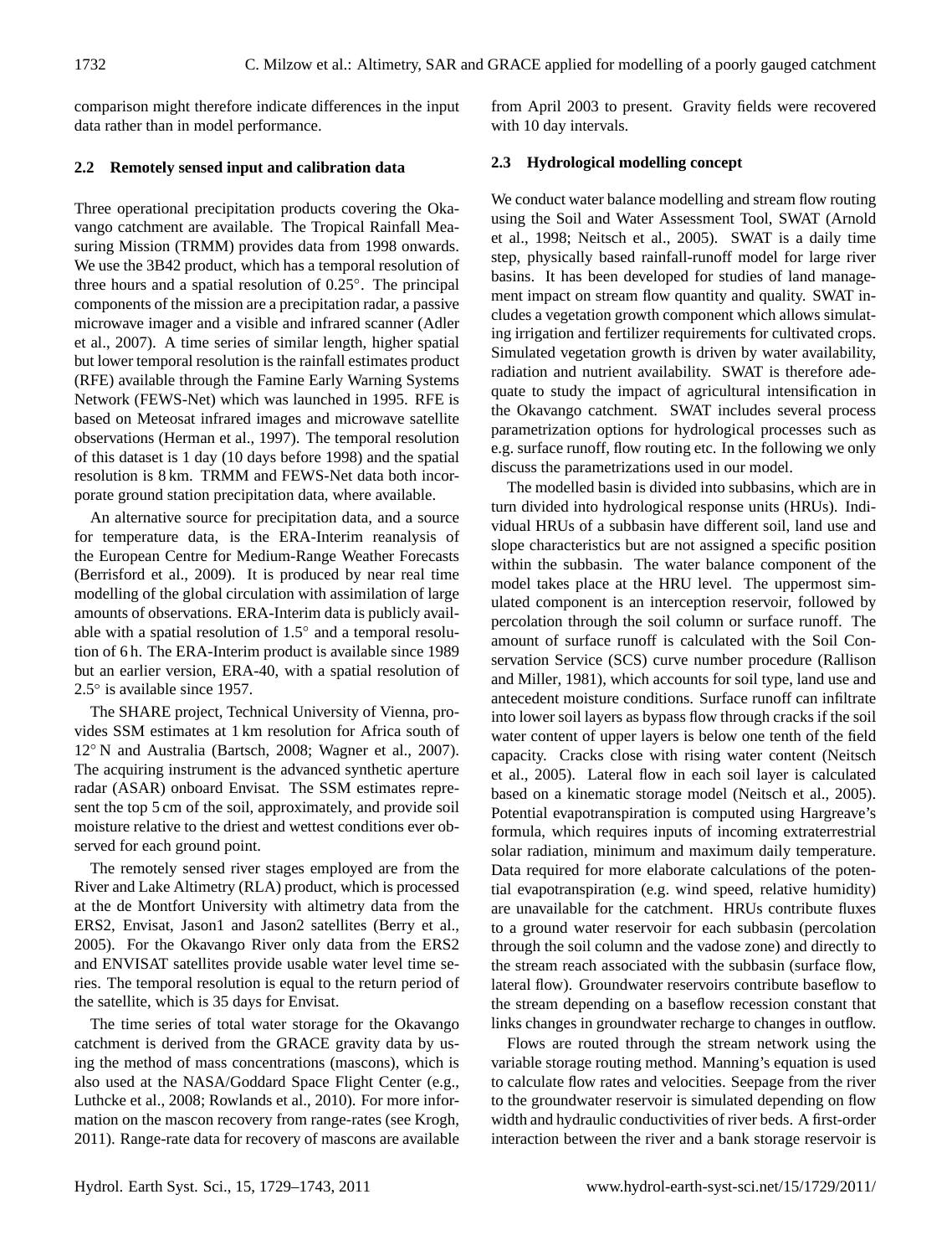comparison might therefore indicate differences in the input data rather than in model performance.

### 2.2 Remotely sensed input and calibration data

Three operational precipitation products covering the Okavango catchment are available. The Tropical Rainfall Measuring Mission (TRMM) provides data from 1998 onwards. We use the 3B42 product, which has a temporal resolution of three hours and a spatial resolution of 0.25°. The principal components of the mission are a precipitation radar, a passive microwave imager and a visible and infrared scanner (Adler et al., 2007). A time series of similar length, higher spatial but lower temporal resolution is the rainfall estimates product (RFE) available through the Famine Early Warning Systems Network (FEWS-Net) which was launched in 1995. RFE is based on Meteosat infrared images and microwave satellite observations (Herman et al., 1997). The temporal resolution of this dataset is 1 day (10 days before 1998) and the spatial resolution is 8 km. TRMM and FEWS-Net data both incorporate ground station precipitation data, where available.

An alternative source for precipitation data, and a source for temperature data, is the ERA-Interim reanalysis of the European Centre for Medium-Range Weather Forecasts (Berrisford et al., 2009). It is produced by near real time modelling of the global circulation with assimilation of large amounts of observations. ERA-Interim data is publicly available with a spatial resolution of 1.5° and a temporal resolution of 6 h. The ERA-Interim product is available since 1989 but an earlier version, ERA-40, with a spatial resolution of 2.5° is available since 1957.

The SHARE project, Technical University of Vienna, provides SSM estimates at 1 km resolution for Africa south of 12° N and Australia (Bartsch, 2008; Wagner et al., 2007). The acquiring instrument is the advanced synthetic aperture radar (ASAR) onboard Envisat. The SSM estimates represent the top 5 cm of the soil, approximately, and provide soil moisture relative to the driest and wettest conditions ever observed for each ground point.

The remotely sensed river stages employed are from the River and Lake Altimetry (RLA) product, which is processed at the de Montfort University with altimetry data from the ERS2, Envisat, Jason1 and Jason2 satellites (Berry et al., 2005). For the Okavango River only data from the ERS2 and ENVISAT satellites provide usable water level time series. The temporal resolution is equal to the return period of the satellite, which is 35 days for Envisat.

The time series of total water storage for the Okavango catchment is derived from the GRACE gravity data by using the method of mass concentrations (mascons), which is also used at the NASA/Goddard Space Flight Center (e.g., Luthcke et al., 2008; Rowlands et al., 2010). For more information on the mascon recovery from range-rates (see Krogh, 2011). Range-rate data for recovery of mascons are available from April 2003 to present. Gravity fields were recovered with 10 day intervals.

### 2.3 Hydrological modelling concept

We conduct water balance modelling and stream flow routing using the Soil and Water Assessment Tool, SWAT (Arnold et al., 1998; Neitsch et al., 2005). SWAT is a daily time step, physically based rainfall-runoff model for large river basins. It has been developed for studies of land management impact on stream flow quantity and quality. SWAT includes a vegetation growth component which allows simulating irrigation and fertilizer requirements for cultivated crops. Simulated vegetation growth is driven by water availability, radiation and nutrient availability. SWAT is therefore adequate to study the impact of agricultural intensification in the Okavango catchment. SWAT includes several process parametrization options for hydrological processes such as e.g. surface runoff, flow routing etc. In the following we only discuss the parametrizations used in our model.

The modelled basin is divided into subbasins, which are in turn divided into hydrological response units (HRUs). Individual HRUs of a subbasin have different soil, land use and slope characteristics but are not assigned a specific position within the subbasin. The water balance component of the model takes place at the HRU level. The uppermost simulated component is an interception reservoir, followed by percolation through the soil column or surface runoff. The amount of surface runoff is calculated with the Soil Conservation Service (SCS) curve number procedure (Rallison and Miller, 1981), which accounts for soil type, land use and antecedent moisture conditions. Surface runoff can infiltrate into lower soil layers as bypass flow through cracks if the soil water content of upper layers is below one tenth of the field capacity. Cracks close with rising water content (Neitsch et al., 2005). Lateral flow in each soil layer is calculated based on a kinematic storage model (Neitsch et al., 2005). Potential evapotranspiration is computed using Hargreave's formula, which requires inputs of incoming extraterrestrial solar radiation, minimum and maximum daily temperature. Data required for more elaborate calculations of the potential evapotranspiration (e.g. wind speed, relative humidity) are unavailable for the catchment. HRUs contribute fluxes to a ground water reservoir for each subbasin (percolation through the soil column and the vadose zone) and directly to the stream reach associated with the subbasin (surface flow, lateral flow). Groundwater reservoirs contribute baseflow to the stream depending on a baseflow recession constant that links changes in groundwater recharge to changes in outflow.

Flows are routed through the stream network using the variable storage routing method. Manning's equation is used to calculate flow rates and velocities. Seepage from the river to the groundwater reservoir is simulated depending on flow width and hydraulic conductivities of river beds. A first-order interaction between the river and a bank storage reservoir is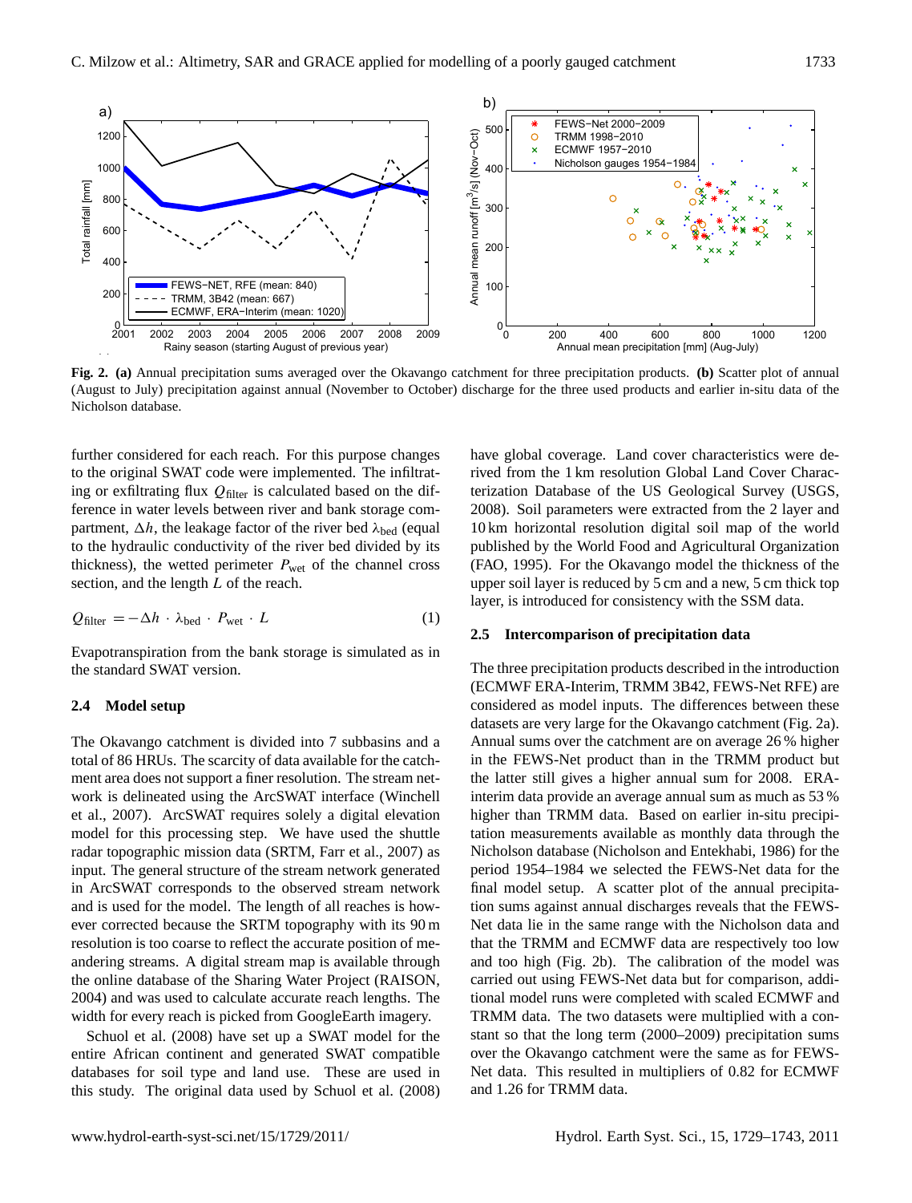**Fig. 2. (a)** Annual precipitation sums averaged over the Okavango catchment for three precipitation products. **(b)** Scatter plot of annual (August to July) precipitation against annual (November to October) discharge for the three used products and earlier in-situ data of the Nicholson database.

further considered for each reach. For this purpose changes to the original SWAT code were implemented. The infiltrating or exfiltrating flux $Q_{\text{filter}}$ is calculated based on the difference in water levels between river and bank storage compartment, $\Delta h$, the leakage factor of the river bed $\lambda_{\text{bed}}$ (equal to the hydraulic conductivity of the river bed divided by its thickness), the wetted perimeter $P_{\text{wet}}$ of the channel cross section, and the length $L$ of the reach.

$$Q_{\text{filter}} = -\Delta h \cdot \lambda_{\text{bed}} \cdot P_{\text{wet}} \cdot L \tag{1}$$

Evapotranspiration from the bank storage is simulated as in the standard SWAT version.

### 2.4 Model setup

The Okavango catchment is divided into 7 subbasins and a total of 86 HRUs. The scarcity of data available for the catchment area does not support a finer resolution. The stream network is delineated using the ArcSWAT interface (Winchell et al., 2007). ArcSWAT requires solely a digital elevation model for this processing step. We have used the shuttle radar topographic mission data (SRTM, Farr et al., 2007) as input. The general structure of the stream network generated in ArcSWAT corresponds to the observed stream network and is used for the model. The length of all reaches is however corrected because the SRTM topography with its 90 m resolution is too coarse to reflect the accurate position of meandering streams. A digital stream map is available through the online database of the Sharing Water Project (RAISON, 2004) and was used to calculate accurate reach lengths. The width for every reach is picked from GoogleEarth imagery.

Schuol et al. (2008) have set up a SWAT model for the entire African continent and generated SWAT compatible databases for soil type and land use. These are used in this study. The original data used by Schuol et al. (2008) have global coverage. Land cover characteristics were derived from the 1 km resolution Global Land Cover Characterization Database of the US Geological Survey (USGS, 2008). Soil parameters were extracted from the 2 layer and 10 km horizontal resolution digital soil map of the world published by the World Food and Agricultural Organization (FAO, 1995). For the Okavango model the thickness of the upper soil layer is reduced by 5 cm and a new, 5 cm thick top layer, is introduced for consistency with the SSM data.

### 2.5 Intercomparison of precipitation data

The three precipitation products described in the introduction (ECMWF ERA-Interim, TRMM 3B42, FEWS-Net RFE) are considered as model inputs. The differences between these datasets are very large for the Okavango catchment (Fig. 2a). Annual sums over the catchment are on average 26 % higher in the FEWS-Net product than in the TRMM product but the latter still gives a higher annual sum for 2008. ERA-interim data provide an average annual sum as much as 53 % higher than TRMM data. Based on earlier in-situ precipitation measurements available as monthly data through the Nicholson database (Nicholson and Entekhabi, 1986) for the period 1954–1984 we selected the FEWS-Net data for the final model setup. A scatter plot of the annual precipitation sums against annual discharges reveals that the FEWS-Net data lie in the same range with the Nicholson data and that the TRMM and ECMWF data are respectively too low and too high (Fig. 2b). The calibration of the model was carried out using FEWS-Net data but for comparison, additional model runs were completed with scaled ECMWF and TRMM data. The two datasets were multiplied with a constant so that the long term (2000–2009) precipitation sums over the Okavango catchment were the same as for FEWS-Net data. This resulted in multipliers of 0.82 for ECMWF and 1.26 for TRMM data.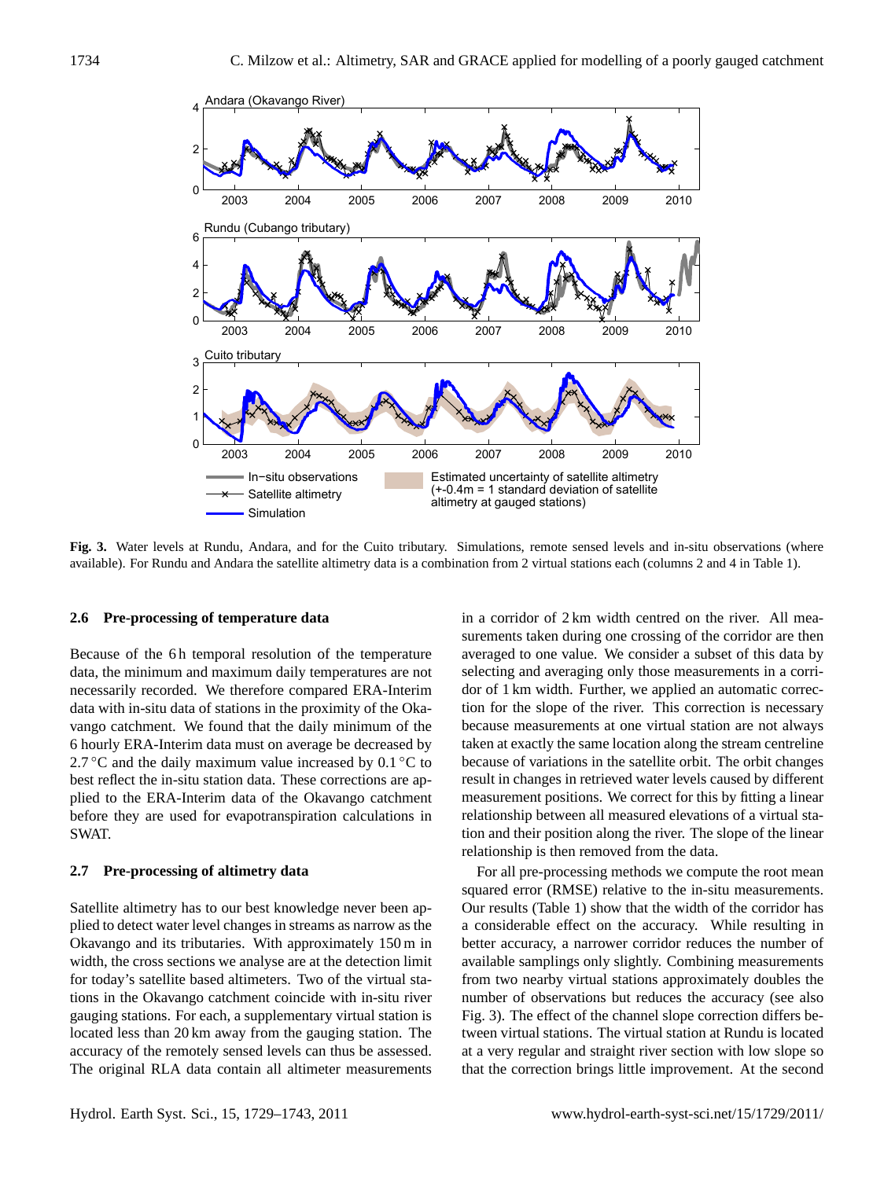**Fig. 3.** Water levels at Rundu, Andara, and for the Cuito tributary. Simulations, remote sensed levels and in-situ observations (where available). For Rundu and Andara the satellite altimetry data is a combination from 2 virtual stations each (columns 2 and 4 in Table 1).

### 2.6 Pre-processing of temperature data

Because of the 6 h temporal resolution of the temperature data, the minimum and maximum daily temperatures are not necessarily recorded. We therefore compared ERA-Interim data with in-situ data of stations in the proximity of the Okavango catchment. We found that the daily minimum of the 6 hourly ERA-Interim data must on average be decreased by 2.7 °C and the daily maximum value increased by 0.1 °C to best reflect the in-situ station data. These corrections are applied to the ERA-Interim data of the Okavango catchment before they are used for evapotranspiration calculations in SWAT.

### 2.7 Pre-processing of altimetry data

Satellite altimetry has to our best knowledge never been applied to detect water level changes in streams as narrow as the Okavango and its tributaries. With approximately 150 m in width, the cross sections we analyse are at the detection limit for today's satellite based altimeters. Two of the virtual stations in the Okavango catchment coincide with in-situ river gauging stations. For each, a supplementary virtual station is located less than 20 km away from the gauging station. The accuracy of the remotely sensed levels can thus be assessed. The original RLA data contain all altimeter measurements in a corridor of 2 km width centred on the river. All measurements taken during one crossing of the corridor are then averaged to one value. We consider a subset of this data by selecting and averaging only those measurements in a corridor of 1 km width. Further, we applied an automatic correction for the slope of the river. This correction is necessary because measurements at one virtual station are not always taken at exactly the same location along the stream centreline because of variations in the satellite orbit. The orbit changes result in changes in retrieved water levels caused by different measurement positions. We correct for this by fitting a linear relationship between all measured elevations of a virtual station and their position along the river. The slope of the linear relationship is then removed from the data.

For all pre-processing methods we compute the root mean squared error (RMSE) relative to the in-situ measurements. Our results (Table 1) show that the width of the corridor has a considerable effect on the accuracy. While resulting in better accuracy, a narrower corridor reduces the number of available samplings only slightly. Combining measurements from two nearby virtual stations approximately doubles the number of observations but reduces the accuracy (see also Fig. 3). The effect of the channel slope correction differs between virtual stations. The virtual station at Rundu is located at a very regular and straight river section with low slope so that the correction brings little improvement. At the second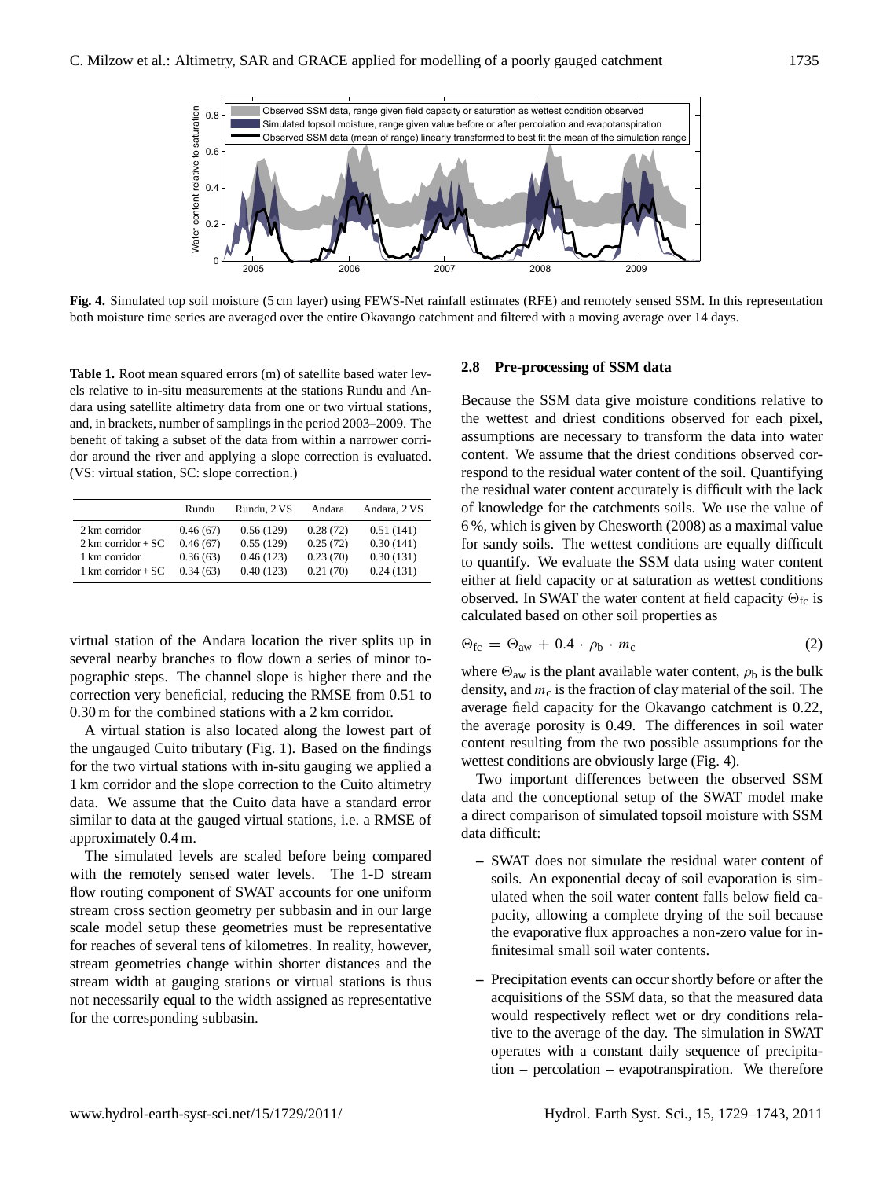**Fig. 4.** Simulated top soil moisture (5 cm layer) using FEWS-Net rainfall estimates (RFE) and remotely sensed SSM. In this representation both moisture time series are averaged over the entire Okavango catchment and filtered with a moving average over 14 days.

**Table 1.** Root mean squared errors (m) of satellite based water levels relative to in-situ measurements at the stations Rundu and Andara using satellite altimetry data from one or two virtual stations, and, in brackets, number of samplings in the period 2003–2009. The benefit of taking a subset of the data from within a narrower corridor around the river and applying a slope correction is evaluated. (VS: virtual station, SC: slope correction.)

| | Rundu | Rundu, 2 VS | Andara | Andara, 2 VS |
|---|---|---|---|---|
| 2 km corridor | 0.46 (67) | 0.56 (129) | 0.28 (72) | 0.51 (141) |
| 2 km corridor + SC | 0.46 (67) | 0.55 (129) | 0.25 (72) | 0.30 (141) |
| 1 km corridor | 0.36 (63) | 0.46 (123) | 0.23 (70) | 0.30 (131) |
| 1 km corridor + SC | 0.34 (63) | 0.40 (123) | 0.21 (70) | 0.24 (131) |

virtual station of the Andara location the river splits up in several nearby branches to flow down a series of minor topographic steps. The channel slope is higher there and the correction very beneficial, reducing the RMSE from 0.51 to 0.30 m for the combined stations with a 2 km corridor.

A virtual station is also located along the lowest part of the ungauged Cuito tributary (Fig. 1). Based on the findings for the two virtual stations with in-situ gauging we applied a 1 km corridor and the slope correction to the Cuito altimetry data. We assume that the Cuito data have a standard error similar to data at the gauged virtual stations, i.e. a RMSE of approximately 0.4 m.

The simulated levels are scaled before being compared with the remotely sensed water levels. The 1-D stream flow routing component of SWAT accounts for one uniform stream cross section geometry per subbasin and in our large scale model setup these geometries must be representative for reaches of several tens of kilometres. In reality, however, stream geometries change within shorter distances and the stream width at gauging stations or virtual stations is thus not necessarily equal to the width assigned as representative for the corresponding subbasin.

### 2.8 Pre-processing of SSM data

Because the SSM data give moisture conditions relative to the wettest and driest conditions observed for each pixel, assumptions are necessary to transform the data into water content. We assume that the driest conditions observed correspond to the residual water content of the soil. Quantifying the residual water content accurately is difficult with the lack of knowledge for the catchments soils. We use the value of 6 %, which is given by Chesworth (2008) as a maximal value for sandy soils. The wettest conditions are equally difficult to quantify. We evaluate the SSM data using water content either at field capacity or at saturation as wettest conditions observed. In SWAT the water content at field capacity $\Theta_{fc}$ is calculated based on other soil properties as

$$\Theta_{fc} = \Theta_{aw} + 0.4 \cdot \rho_b \cdot m_c \tag{2}$$

where $\Theta_{aw}$ is the plant available water content, $\rho_b$ is the bulk density, and $m_c$ is the fraction of clay material of the soil. The average field capacity for the Okavango catchment is 0.22, the average porosity is 0.49. The differences in soil water content resulting from the two possible assumptions for the wettest conditions are obviously large (Fig. 4).

Two important differences between the observed SSM data and the conceptual setup of the SWAT model make a direct comparison of simulated topsoil moisture with SSM data difficult:

- SWAT does not simulate the residual water content of soils. An exponential decay of soil evaporation is simulated when the soil water content falls below field capacity, allowing a complete drying of the soil because the evaporative flux approaches a non-zero value for infinitesimal small soil water contents.
- Precipitation events can occur shortly before or after the acquisitions of the SSM data, so that the measured data would respectively reflect wet or dry conditions relative to the average of the day. The simulation in SWAT operates with a constant daily sequence of precipitation – percolation – evapotranspiration. We therefore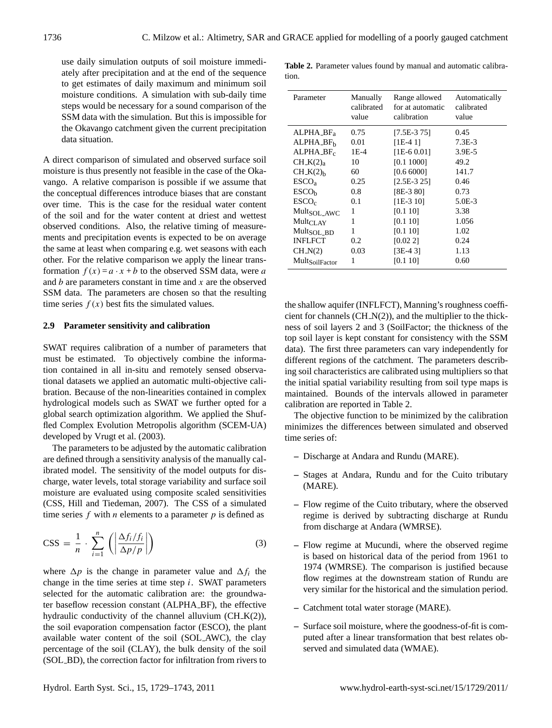use daily simulation outputs of soil moisture immediately after precipitation and at the end of the sequence to get estimates of daily maximum and minimum soil moisture conditions. A simulation with sub-daily time steps would be necessary for a sound comparison of the SSM data with the simulation. But this is impossible for the Okavango catchment given the current precipitation data situation.

A direct comparison of simulated and observed surface soil moisture is thus presently not feasible in the case of the Okavango. A relative comparison is possible if we assume that the conceptual differences introduce biases that are constant over time. This is the case for the residual water content of the soil and for the water content at driest and wettest observed conditions. Also, the relative timing of measurements and precipitation events is expected to be on average the same at least when comparing e.g. wet seasons with each other. For the relative comparison we apply the linear transformation $f(x) = a \cdot x + b$ to the observed SSM data, were $a$ and $b$ are parameters constant in time and $x$ are the observed SSM data. The parameters are chosen so that the resulting time series $f(x)$ best fits the simulated values.

### 2.9 Parameter sensitivity and calibration

SWAT requires calibration of a number of parameters that must be estimated. To objectively combine the information contained in all in-situ and remotely sensed observational datasets we applied an automatic multi-objective calibration. Because of the non-linearities contained in complex hydrological models such as SWAT we further opted for a global search optimization algorithm. We applied the Shuffled Complex Evolution Metropolis algorithm (SCEM-UA) developed by Vrugt et al. (2003).

The parameters to be adjusted by the automatic calibration are defined through a sensitivity analysis of the manually calibrated model. The sensitivity of the model outputs for discharge, water levels, total storage variability and surface soil moisture are evaluated using composite scaled sensitivities (CSS, Hill and Tiedeman, 2007). The CSS of a simulated time series $f$ with $n$ elements to a parameter $p$ is defined as

$$\mathrm{CSS} = \frac{1}{n} \cdot \sum_{i=1}^{n} \left( \left| \frac{\Delta f_i / f_i}{\Delta p / p} \right| \right) \quad (3)$$

where $\Delta p$ is the change in parameter value and $\Delta f_i$ the change in the time series at time step $i$. SWAT parameters selected for the automatic calibration are: the groundwater baseflow recession constant (ALPHA_BF), the effective hydraulic conductivity of the channel alluvium (CH_K(2)), the soil evaporation compensation factor (ESCO), the plant available water content of the soil (SOL_AWC), the clay percentage of the soil (CLAY), the bulk density of the soil (SOL_BD), the correction factor for infiltration from rivers to the shallow aquifer (INFLFCT), Manning's roughness coefficient for channels (CH_N(2)), and the multiplier to the thickness of soil layers 2 and 3 (SoilFactor; the thickness of the top soil layer is kept constant for consistency with the SSM data). The first three parameters can vary independently for different regions of the catchment. The parameters describing soil characteristics are calibrated using multipliers so that the initial spatial variability resulting from soil type maps is maintained. Bounds of the intervals allowed in parameter calibration are reported in Table 2.

**Table 2.** Parameter values found by manual and automatic calibration.

| Parameter | Manually calibrated value | Range allowed for automatic calibration | Automatically calibrated value |
|---|---|---|---|
| $\mathrm{ALPHA\_BF_a}$ | 0.75 | [7.5E-3 75] | 0.45 |
| $\mathrm{ALPHA\_BF_b}$ | 0.01 | [1E-4 1] | 7.3E-3 |
| $\mathrm{ALPHA\_BF_c}$ | 1E-4 | [1E-6 0.01] | 3.9E-5 |
| $\mathrm{CH\_K(2)_a}$ | 10 | [0.1 1000] | 49.2 |
| $\mathrm{CH\_K(2)_b}$ | 60 | [0.6 6000] | 141.7 |
| $\mathrm{ESCO_a}$ | 0.25 | [2.5E-3 25] | 0.46 |
| $\mathrm{ESCO_b}$ | 0.8 | [8E-3 80] | 0.73 |
| $\mathrm{ESCO_c}$ | 0.1 | [1E-3 10] | 5.0E-3 |
| $\mathrm{Mult_{SOL\_AWC}}$ | 1 | [0.1 10] | 3.38 |
| $\mathrm{Mult_{CLAY}}$ | 1 | [0.1 10] | 1.056 |
| $\mathrm{Mult_{SOL\_BD}}$ | 1 | [0.1 10] | 1.02 |
| INFLFCT | 0.2 | [0.02 2] | 0.24 |
| CH_N(2) | 0.03 | [3E-4 3] | 1.13 |
| $\mathrm{Mult_{SoilFactor}}$ | 1 | [0.1 10] | 0.60 |

The objective function to be minimized by the calibration minimizes the differences between simulated and observed time series of:

- Discharge at Andara and Rundu (MARE).
- Stages at Andara, Rundu and for the Cuito tributary (MARE).
- Flow regime of the Cuito tributary, where the observed regime is derived by subtracting discharge at Rundu from discharge at Andara (WMRSE).
- Flow regime at Mucundi, where the observed regime is based on historical data of the period from 1961 to 1974 (WMRSE). The comparison is justified because flow regimes at the downstream station of Rundu are very similar for the historical and the simulation period.
- Catchment total water storage (MARE).
- Surface soil moisture, where the goodness-of-fit is computed after a linear transformation that best relates observed and simulated data (WMAE).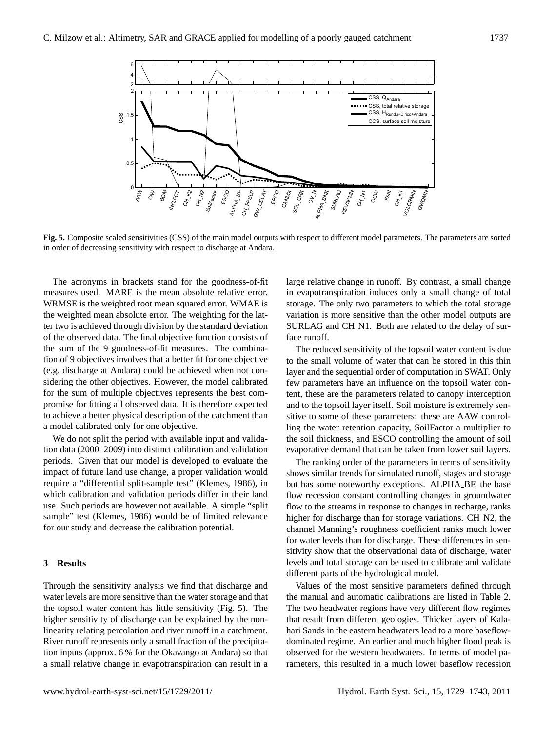**Fig. 5.** Composite scaled sensitivities (CSS) of the main model outputs with respect to different model parameters. The parameters are sorted in order of decreasing sensitivity with respect to discharge at Andara.

The acronyms in brackets stand for the goodness-of-fit measures used. MARE is the mean absolute relative error. WRMSE is the weighted root mean squared error. WMAE is the weighted mean absolute error. The weighting for the latter two is achieved through division by the standard deviation of the observed data. The final objective function consists of the sum of the 9 goodness-of-fit measures. The combination of 9 objectives involves that a better fit for one objective (e.g. discharge at Andara) could be achieved when not considering the other objectives. However, the model calibrated for the sum of multiple objectives represents the best compromise for fitting all observed data. It is therefore expected to achieve a better physical description of the catchment than a model calibrated only for one objective.

We do not split the period with available input and validation data (2000–2009) into distinct calibration and validation periods. Given that our model is developed to evaluate the impact of future land use change, a proper validation would require a "differential split-sample test" (Klemes, 1986), in which calibration and validation periods differ in their land use. Such periods are however not available. A simple "split sample" test (Klemes, 1986) would be of limited relevance for our study and decrease the calibration potential.

## 3 Results

Through the sensitivity analysis we find that discharge and water levels are more sensitive than the water storage and that the topsoil water content has little sensitivity (Fig. 5). The higher sensitivity of discharge can be explained by the non-linearity relating percolation and river runoff in a catchment. River runoff represents only a small fraction of the precipitation inputs (approx. 6 % for the Okavango at Andara) so that a small relative change in evapotranspiration can result in a large relative change in runoff. By contrast, a small change in evapotranspiration induces only a small change of total storage. The only two parameters to which the total storage variation is more sensitive than the other model outputs are SURLAG and CH_N1. Both are related to the delay of surface runoff.

The reduced sensitivity of the topsoil water content is due to the small volume of water that can be stored in this thin layer and the sequential order of computation in SWAT. Only few parameters have an influence on the topsoil water content, these are the parameters related to canopy interception and to the topsoil layer itself. Soil moisture is extremely sensitive to some of these parameters: these are AAW controlling the water retention capacity, SoilFactor a multiplier to the soil thickness, and ESCO controlling the amount of soil evaporative demand that can be taken from lower soil layers.

The ranking order of the parameters in terms of sensitivity shows similar trends for simulated runoff, stages and storage but has some noteworthy exceptions. ALPHA_BF, the base flow recession constant controlling changes in groundwater flow to the streams in response to changes in recharge, ranks higher for discharge than for storage variations. CH_N2, the channel Manning's roughness coefficient ranks much lower for water levels than for discharge. These differences in sensitivity show that the observational data of discharge, water levels and total storage can be used to calibrate and validate different parts of the hydrological model.

Values of the most sensitive parameters defined through the manual and automatic calibrations are listed in Table 2. The two headwater regions have very different flow regimes that result from different geologies. Thicker layers of Kalahari Sands in the eastern headwaters lead to a more baseflow-dominated regime. An earlier and much higher flood peak is observed for the western headwaters. In terms of model parameters, this resulted in a much lower baseflow recession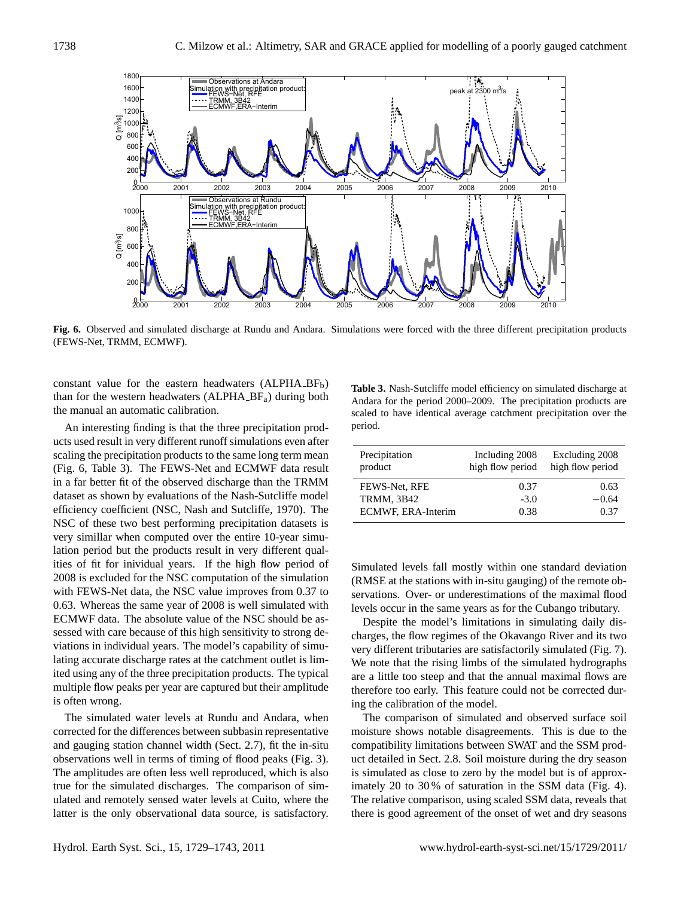**Fig. 6.** Observed and simulated discharge at Rundu and Andara. Simulations were forced with the three different precipitation products (FEWS-Net, TRMM, ECMWF).

constant value for the eastern headwaters (ALPHA_BF$_b$) than for the western headwaters (ALPHA_BF$_a$) during both the manual an automatic calibration.

An interesting finding is that the three precipitation products used result in very different runoff simulations even after scaling the precipitation products to the same long term mean (Fig. 6, Table 3). The FEWS-Net and ECMWF data result in a far better fit of the observed discharge than the TRMM dataset as shown by evaluations of the Nash-Sutcliffe model efficiency coefficient (NSC, Nash and Sutcliffe, 1970). The NSC of these two best performing precipitation datasets is very simillar when computed over the entire 10-year simulation period but the products result in very different qualities of fit for inividual years. If the high flow period of 2008 is excluded for the NSC computation of the simulation with FEWS-Net data, the NSC value improves from 0.37 to 0.63. Whereas the same year of 2008 is well simulated with ECMWF data. The absolute value of the NSC should be assessed with care because of this high sensitivity to strong deviations in individual years. The model's capability of simulating accurate discharge rates at the catchment outlet is limited using any of the three precipitation products. The typical multiple flow peaks per year are captured but their amplitude is often wrong.

The simulated water levels at Rundu and Andara, when corrected for the differences between subbasin representative and gauging station channel width (Sect. 2.7), fit the in-situ observations well in terms of timing of flood peaks (Fig. 3). The amplitudes are often less well reproduced, which is also true for the simulated discharges. The comparison of simulated and remotely sensed water levels at Cuito, where the latter is the only observational data source, is satisfactory.

**Table 3.** Nash-Sutcliffe model efficiency on simulated discharge at Andara for the period 2000–2009. The precipitation products are scaled to have identical average catchment precipitation over the period.

| Precipitation product | Including 2008 high flow period | Excluding 2008 high flow period |
|---|---|---|
| FEWS-Net, RFE | 0.37 | 0.63 |
| TRMM, 3B42 | -3.0 | −0.64 |
| ECMWF, ERA-Interim | 0.38 | 0.37 |

Simulated levels fall mostly within one standard deviation (RMSE at the stations with in-situ gauging) of the remote observations. Over- or underestimations of the maximal flood levels occur in the same years as for the Cubango tributary.

Despite the model's limitations in simulating daily discharges, the flow regimes of the Okavango River and its two very different tributaries are satisfactorily simulated (Fig. 7). We note that the rising limbs of the simulated hydrographs are a little too steep and that the annual maximal flows are therefore too early. This feature could not be corrected during the calibration of the model.

The comparison of simulated and observed surface soil moisture shows notable disagreements. This is due to the compatibility limitations between SWAT and the SSM product detailed in Sect. 2.8. Soil moisture during the dry season is simulated as close to zero by the model but is of approximately 20 to 30 % of saturation in the SSM data (Fig. 4). The relative comparison, using scaled SSM data, reveals that there is good agreement of the onset of wet and dry seasons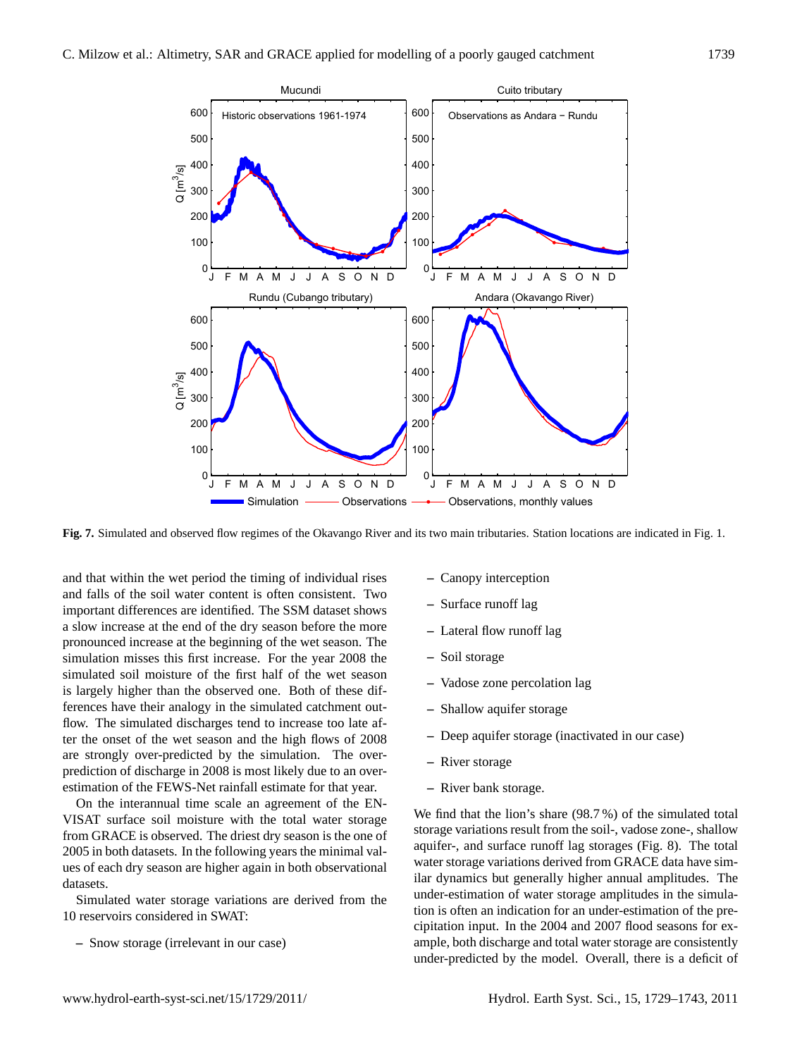**Fig. 7.** Simulated and observed flow regimes of the Okavango River and its two main tributaries. Station locations are indicated in Fig. 1.

and that within the wet period the timing of individual rises and falls of the soil water content is often consistent. Two important differences are identified. The SSM dataset shows a slow increase at the end of the dry season before the more pronounced increase at the beginning of the wet season. The simulation misses this first increase. For the year 2008 the simulated soil moisture of the first half of the wet season is largely higher than the observed one. Both of these differences have their analogy in the simulated catchment outflow. The simulated discharges tend to increase too late after the onset of the wet season and the high flows of 2008 are strongly over-predicted by the simulation. The over-prediction of discharge in 2008 is most likely due to an over-estimation of the FEWS-Net rainfall estimate for that year.

On the interannual time scale an agreement of the ENVISAT surface soil moisture with the total water storage from GRACE is observed. The driest dry season is the one of 2005 in both datasets. In the following years the minimal values of each dry season are higher again in both observational datasets.

Simulated water storage variations are derived from the 10 reservoirs considered in SWAT:

- Snow storage (irrelevant in our case)
- Canopy interception
- Surface runoff lag
- Lateral flow runoff lag
- Soil storage
- Vadose zone percolation lag
- Shallow aquifer storage
- Deep aquifer storage (inactivated in our case)
- River storage
- River bank storage.

We find that the lion's share (98.7 %) of the simulated total storage variations result from the soil-, vadose zone-, shallow aquifer-, and surface runoff lag storages (Fig. 8). The total water storage variations derived from GRACE data have similar dynamics but generally higher annual amplitudes. The under-estimation of water storage amplitudes in the simulation is often an indication for an under-estimation of the precipitation input. In the 2004 and 2007 flood seasons for example, both discharge and total water storage are consistently under-predicted by the model. Overall, there is a deficit of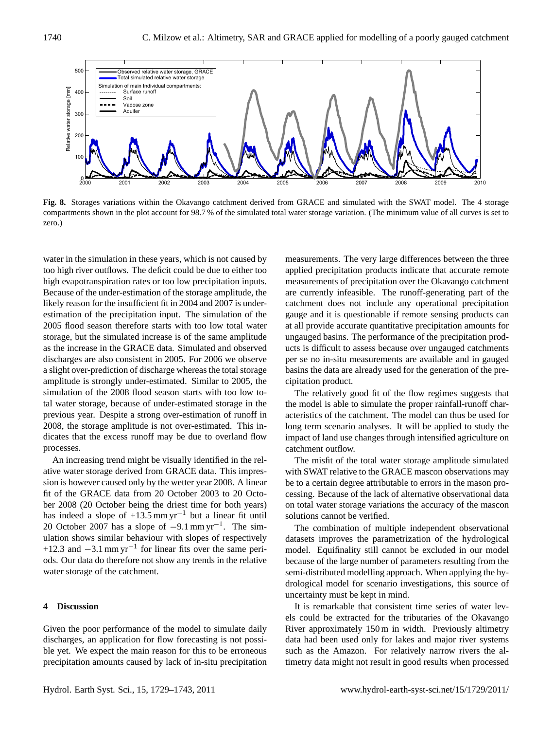Observed relative water storage, GRACE
Total simulated relative water storage
Simulation of main Individual compartments:
Surface runoff
Soil
Vadose zone
Aquifer

Relative water storage [mm]

0
100
200
300
400
500

2000
2001
2002
2003
2004
2005
2006
2007
2008
2009
2010

**Fig. 8.** Storages variations within the Okavango catchment derived from GRACE and simulated with the SWAT model. The 4 storage compartments shown in the plot account for 98.7 % of the simulated total water storage variation. (The minimum value of all curves is set to zero.)

water in the simulation in these years, which is not caused by too high river outflows. The deficit could be due to either too high evapotranspiration rates or too low precipitation inputs. Because of the under-estimation of the storage amplitude, the likely reason for the insufficient fit in 2004 and 2007 is under-estimation of the precipitation input. The simulation of the 2005 flood season therefore starts with too low total water storage, but the simulated increase is of the same amplitude as the increase in the GRACE data. Simulated and observed discharges are also consistent in 2005. For 2006 we observe a slight over-prediction of discharge whereas the total storage amplitude is strongly under-estimated. Similar to 2005, the simulation of the 2008 flood season starts with too low total water storage, because of under-estimated storage in the previous year. Despite a strong over-estimation of runoff in 2008, the storage amplitude is not over-estimated. This indicates that the excess runoff may be due to overland flow processes.

An increasing trend might be visually identified in the relative water storage derived from GRACE data. This impression is however caused only by the wetter year 2008. A linear fit of the GRACE data from 20 October 2003 to 20 October 2008 (20 October being the driest time for both years) has indeed a slope of $+13.5\,\mathrm{mm\,yr^{-1}}$ but a linear fit until 20 October 2007 has a slope of $-9.1\,\mathrm{mm\,yr^{-1}}$. The simulation shows similar behaviour with slopes of respectively $+12.3$ and $-3.1\,\mathrm{mm\,yr^{-1}}$ for linear fits over the same periods. Our data do therefore not show any trends in the relative water storage of the catchment.

## 4 Discussion

Given the poor performance of the model to simulate daily discharges, an application for flow forecasting is not possible yet. We expect the main reason for this to be erroneous precipitation amounts caused by lack of in-situ precipitation measurements. The very large differences between the three applied precipitation products indicate that accurate remote measurements of precipitation over the Okavango catchment are currently infeasible. The runoff-generating part of the catchment does not include any operational precipitation gauge and it is questionable if remote sensing products can at all provide accurate quantitative precipitation amounts for ungauged basins. The performance of the precipitation products is difficult to assess because over ungauged catchments per se no in-situ measurements are available and in gauged basins the data are already used for the generation of the precipitation product.

The relatively good fit of the flow regimes suggests that the model is able to simulate the proper rainfall-runoff characteristics of the catchment. The model can thus be used for long term scenario analyses. It will be applied to study the impact of land use changes through intensified agriculture on catchment outflow.

The misfit of the total water storage amplitude simulated with SWAT relative to the GRACE mascon observations may be to a certain degree attributable to errors in the mason processing. Because of the lack of alternative observational data on total water storage variations the accuracy of the mascon solutions cannot be verified.

The combination of multiple independent observational datasets improves the parametrization of the hydrological model. Equifinality still cannot be excluded in our model because of the large number of parameters resulting from the semi-distributed modelling approach. When applying the hydrological model for scenario investigations, this source of uncertainty must be kept in mind.

It is remarkable that consistent time series of water levels could be extracted for the tributaries of the Okavango River approximately 150 m in width. Previously altimetry data had been used only for lakes and major river systems such as the Amazon. For relatively narrow rivers the altimetry data might not result in good results when processed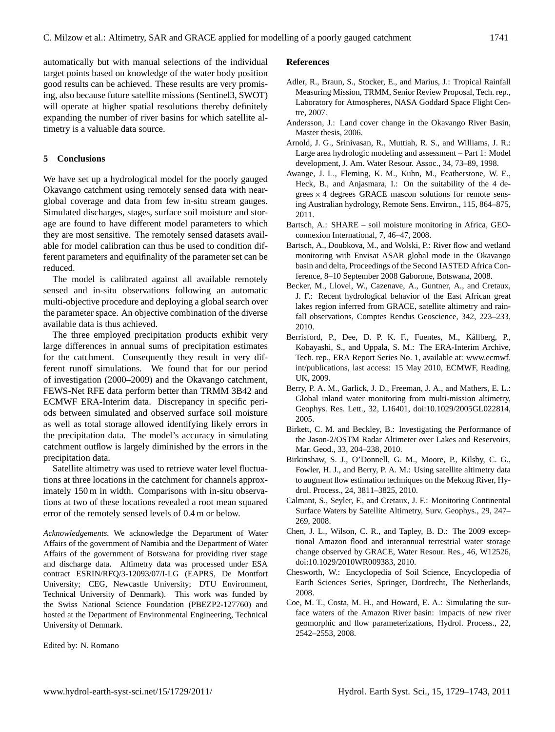automatically but with manual selections of the individual target points based on knowledge of the water body position good results can be achieved. These results are very promising, also because future satellite missions (Sentinel3, SWOT) will operate at higher spatial resolutions thereby definitely expanding the number of river basins for which satellite altimetry is a valuable data source.

## 5 Conclusions

We have set up a hydrological model for the poorly gauged Okavango catchment using remotely sensed data with near-global coverage and data from few in-situ stream gauges. Simulated discharges, stages, surface soil moisture and storage are found to have different model parameters to which they are most sensitive. The remotely sensed datasets available for model calibration can thus be used to condition different parameters and equifinality of the parameter set can be reduced.

The model is calibrated against all available remotely sensed and in-situ observations following an automatic multi-objective procedure and deploying a global search over the parameter space. An objective combination of the diverse available data is thus achieved.

The three employed precipitation products exhibit very large differences in annual sums of precipitation estimates for the catchment. Consequently they result in very different runoff simulations. We found that for our period of investigation (2000–2009) and the Okavango catchment, FEWS-Net RFE data perform better than TRMM 3B42 and ECMWF ERA-Interim data. Discrepancy in specific periods between simulated and observed surface soil moisture as well as total storage allowed identifying likely errors in the precipitation data. The model's accuracy in simulating catchment outflow is largely diminished by the errors in the precipitation data.

Satellite altimetry was used to retrieve water level fluctuations at three locations in the catchment for channels approximately 150 m in width. Comparisons with in-situ observations at two of these locations revealed a root mean squared error of the remotely sensed levels of 0.4 m or below.

*Acknowledgements.* We acknowledge the Department of Water Affairs of the government of Namibia and the Department of Water Affairs of the government of Botswana for providing river stage and discharge data. Altimetry data was processed under ESA contract ESRIN/RFQ/3-12093/07/I-LG (EAPRS, De Montfort University; CEG, Newcastle University; DTU Environment, Technical University of Denmark). This work was funded by the Swiss National Science Foundation (PBEZP2-127760) and hosted at the Department of Environmental Engineering, Technical University of Denmark.

Edited by: N. Romano

## References

Adler, R., Braun, S., Stocker, E., and Marius, J.: Tropical Rainfall Measuring Mission, TRMM, Senior Review Proposal, Tech. rep., Laboratory for Atmospheres, NASA Goddard Space Flight Centre, 2007.

Andersson, J.: Land cover change in the Okavango River Basin, Master thesis, 2006.

Arnold, J. G., Srinivasan, R., Muttiah, R. S., and Williams, J. R.: Large area hydrologic modeling and assessment – Part 1: Model development, J. Am. Water Resour. Assoc., 34, 73–89, 1998.

Awange, J. L., Fleming, K. M., Kuhn, M., Featherstone, W. E., Heck, B., and Anjasmara, I.: On the suitability of the 4 degrees $\times$ 4 degrees GRACE mascon solutions for remote sensing Australian hydrology, Remote Sens. Environ., 115, 864–875, 2011.

Bartsch, A.: SHARE – soil moisture monitoring in Africa, GEOconnexion International, 7, 46–47, 2008.

Bartsch, A., Doubkova, M., and Wolski, P.: River flow and wetland monitoring with Envisat ASAR global mode in the Okavango basin and delta, Proceedings of the Second IASTED Africa Conference, 8–10 September 2008 Gaborone, Botswana, 2008.

Becker, M., Llovel, W., Cazenave, A., Guntner, A., and Cretaux, J. F.: Recent hydrological behavior of the East African great lakes region inferred from GRACE, satellite altimetry and rainfall observations, Comptes Rendus Geoscience, 342, 223–233, 2010.

Berrisford, P., Dee, D. P. K. F., Fuentes, M., Kållberg, P., Kobayashi, S., and Uppala, S. M.: The ERA-Interim Archive, Tech. rep., ERA Report Series No. 1, available at: www.ecmwf.int/publications, last access: 15 May 2010, ECMWF, Reading, UK, 2009.

Berry, P. A. M., Garlick, J. D., Freeman, J. A., and Mathers, E. L.: Global inland water monitoring from multi-mission altimetry, Geophys. Res. Lett., 32, L16401, doi:10.1029/2005GL022814, 2005.

Birkett, C. M. and Beckley, B.: Investigating the Performance of the Jason-2/OSTM Radar Altimeter over Lakes and Reservoirs, Mar. Geod., 33, 204–238, 2010.

Birkinshaw, S. J., O'Donnell, G. M., Moore, P., Kilsby, C. G., Fowler, H. J., and Berry, P. A. M.: Using satellite altimetry data to augment flow estimation techniques on the Mekong River, Hydrol. Process., 24, 3811–3825, 2010.

Calmant, S., Seyler, F., and Cretaux, J. F.: Monitoring Continental Surface Waters by Satellite Altimetry, Surv. Geophys., 29, 247–269, 2008.

Chen, J. L., Wilson, C. R., and Tapley, B. D.: The 2009 exceptional Amazon flood and interannual terrestrial water storage change observed by GRACE, Water Resour. Res., 46, W12526, doi:10.1029/2010WR009383, 2010.

Chesworth, W.: Encyclopedia of Soil Science, Encyclopedia of Earth Sciences Series, Springer, Dordrecht, The Netherlands, 2008.

Coe, M. T., Costa, M. H., and Howard, E. A.: Simulating the surface waters of the Amazon River basin: impacts of new river geomorphic and flow parameterizations, Hydrol. Process., 22, 2542–2553, 2008.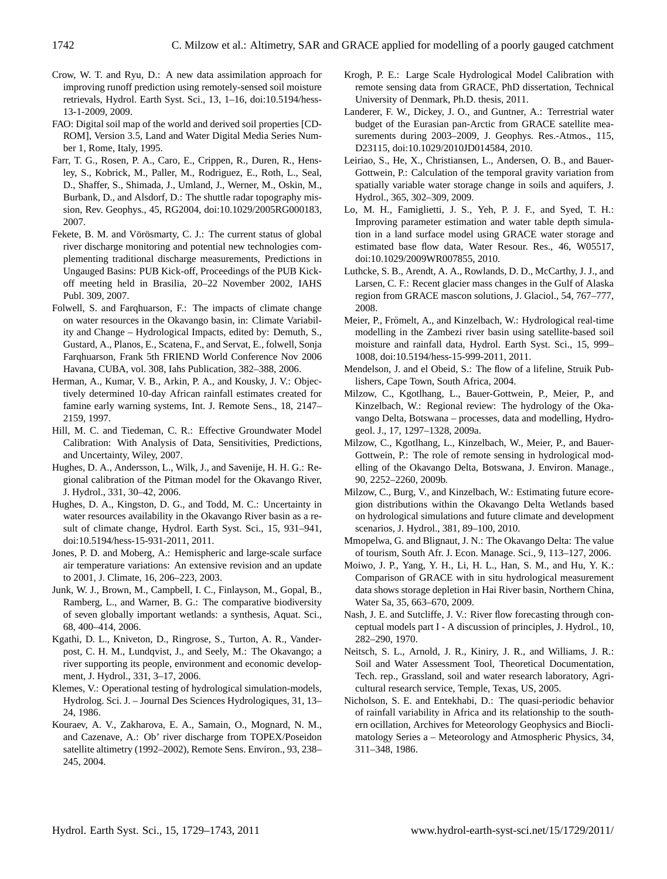Crow, W. T. and Ryu, D.: A new data assimilation approach for improving runoff prediction using remotely-sensed soil moisture retrievals, Hydrol. Earth Syst. Sci., 13, 1–16, doi:10.5194/hess-13-1-2009, 2009.

FAO: Digital soil map of the world and derived soil properties [CD-ROM], Version 3.5, Land and Water Digital Media Series Number 1, Rome, Italy, 1995.

Farr, T. G., Rosen, P. A., Caro, E., Crippen, R., Duren, R., Hensley, S., Kobrick, M., Paller, M., Rodriguez, E., Roth, L., Seal, D., Shaffer, S., Shimada, J., Umland, J., Werner, M., Oskin, M., Burbank, D., and Alsdorf, D.: The shuttle radar topography mission, Rev. Geophys., 45, RG2004, doi:10.1029/2005RG000183, 2007.

Fekete, B. M. and Vörösmarty, C. J.: The current status of global river discharge monitoring and potential new technologies complementing traditional discharge measurements, Predictions in Ungauged Basins: PUB Kick-off, Proceedings of the PUB Kick-off meeting held in Brasilia, 20–22 November 2002, IAHS Publ. 309, 2007.

Folwell, S. and Farqhuarson, F.: The impacts of climate change on water resources in the Okavango basin, in: Climate Variability and Change – Hydrological Impacts, edited by: Demuth, S., Gustard, A., Planos, E., Scatena, F., and Servat, E., folwell, Sonja Farqhuarson, Frank 5th FRIEND World Conference Nov 2006 Havana, CUBA, vol. 308, Iahs Publication, 382–388, 2006.

Herman, A., Kumar, V. B., Arkin, P. A., and Kousky, J. V.: Objectively determined 10-day African rainfall estimates created for famine early warning systems, Int. J. Remote Sens., 18, 2147–2159, 1997.

Hill, M. C. and Tiedeman, C. R.: Effective Groundwater Model Calibration: With Analysis of Data, Sensitivities, Predictions, and Uncertainty, Wiley, 2007.

Hughes, D. A., Andersson, L., Wilk, J., and Savenije, H. H. G.: Regional calibration of the Pitman model for the Okavango River, J. Hydrol., 331, 30–42, 2006.

Hughes, D. A., Kingston, D. G., and Todd, M. C.: Uncertainty in water resources availability in the Okavango River basin as a result of climate change, Hydrol. Earth Syst. Sci., 15, 931–941, doi:10.5194/hess-15-931-2011, 2011.

Jones, P. D. and Moberg, A.: Hemispheric and large-scale surface air temperature variations: An extensive revision and an update to 2001, J. Climate, 16, 206–223, 2003.

Junk, W. J., Brown, M., Campbell, I. C., Finlayson, M., Gopal, B., Ramberg, L., and Warner, B. G.: The comparative biodiversity of seven globally important wetlands: a synthesis, Aquat. Sci., 68, 400–414, 2006.

Kgathi, D. L., Kniveton, D., Ringrose, S., Turton, A. R., Vanderpost, C. H. M., Lundqvist, J., and Seely, M.: The Okavango; a river supporting its people, environment and economic development, J. Hydrol., 331, 3–17, 2006.

Klemes, V.: Operational testing of hydrological simulation-models, Hydrolog. Sci. J. – Journal Des Sciences Hydrologiques, 31, 13–24, 1986.

Kouraev, A. V., Zakharova, E. A., Samain, O., Mognard, N. M., and Cazenave, A.: Ob' river discharge from TOPEX/Poseidon satellite altimetry (1992–2002), Remote Sens. Environ., 93, 238–245, 2004.

Krogh, P. E.: Large Scale Hydrological Model Calibration with remote sensing data from GRACE, PhD dissertation, Technical University of Denmark, Ph.D. thesis, 2011.

Landerer, F. W., Dickey, J. O., and Guntner, A.: Terrestrial water budget of the Eurasian pan-Arctic from GRACE satellite measurements during 2003–2009, J. Geophys. Res.-Atmos., 115, D23115, doi:10.1029/2010JD014584, 2010.

Leiriao, S., He, X., Christiansen, L., Andersen, O. B., and Bauer-Gottwein, P.: Calculation of the temporal gravity variation from spatially variable water storage change in soils and aquifers, J. Hydrol., 365, 302–309, 2009.

Lo, M. H., Famiglietti, J. S., Yeh, P. J. F., and Syed, T. H.: Improving parameter estimation and water table depth simulation in a land surface model using GRACE water storage and estimated base flow data, Water Resour. Res., 46, W05517, doi:10.1029/2009WR007855, 2010.

Luthcke, S. B., Arendt, A. A., Rowlands, D. D., McCarthy, J. J., and Larsen, C. F.: Recent glacier mass changes in the Gulf of Alaska region from GRACE mascon solutions, J. Glaciol., 54, 767–777, 2008.

Meier, P., Frömelt, A., and Kinzelbach, W.: Hydrological real-time modelling in the Zambezi river basin using satellite-based soil moisture and rainfall data, Hydrol. Earth Syst. Sci., 15, 999–1008, doi:10.5194/hess-15-999-2011, 2011.

Mendelson, J. and el Obeid, S.: The flow of a lifeline, Struik Publishers, Cape Town, South Africa, 2004.

Milzow, C., Kgotlhang, L., Bauer-Gottwein, P., Meier, P., and Kinzelbach, W.: Regional review: The hydrology of the Okavango Delta, Botswana – processes, data and modelling, Hydrogeol. J., 17, 1297–1328, 2009a.

Milzow, C., Kgotlhang, L., Kinzelbach, W., Meier, P., and Bauer-Gottwein, P.: The role of remote sensing in hydrological modelling of the Okavango Delta, Botswana, J. Environ. Manage., 90, 2252–2260, 2009b.

Milzow, C., Burg, V., and Kinzelbach, W.: Estimating future ecoregion distributions within the Okavango Delta Wetlands based on hydrological simulations and future climate and development scenarios, J. Hydrol., 381, 89–100, 2010.

Mmopelwa, G. and Blignaut, J. N.: The Okavango Delta: The value of tourism, South Afr. J. Econ. Manage. Sci., 9, 113–127, 2006.

Moiwo, J. P., Yang, Y. H., Li, H. L., Han, S. M., and Hu, Y. K.: Comparison of GRACE with in situ hydrological measurement data shows storage depletion in Hai River basin, Northern China, Water Sa, 35, 663–670, 2009.

Nash, J. E. and Sutcliffe, J. V.: River flow forecasting through conceptual models part I - A discussion of principles, J. Hydrol., 10, 282–290, 1970.

Neitsch, S. L., Arnold, J. R., Kiniry, J. R., and Williams, J. R.: Soil and Water Assessment Tool, Theoretical Documentation, Tech. rep., Grassland, soil and water research laboratory, Agricultural research service, Temple, Texas, US, 2005.

Nicholson, S. E. and Entekhabi, D.: The quasi-periodic behavior of rainfall variability in Africa and its relationship to the southern ocillation, Archives for Meteorology Geophysics and Bioclimatology Series a – Meteorology and Atmospheric Physics, 34, 311–348, 1986.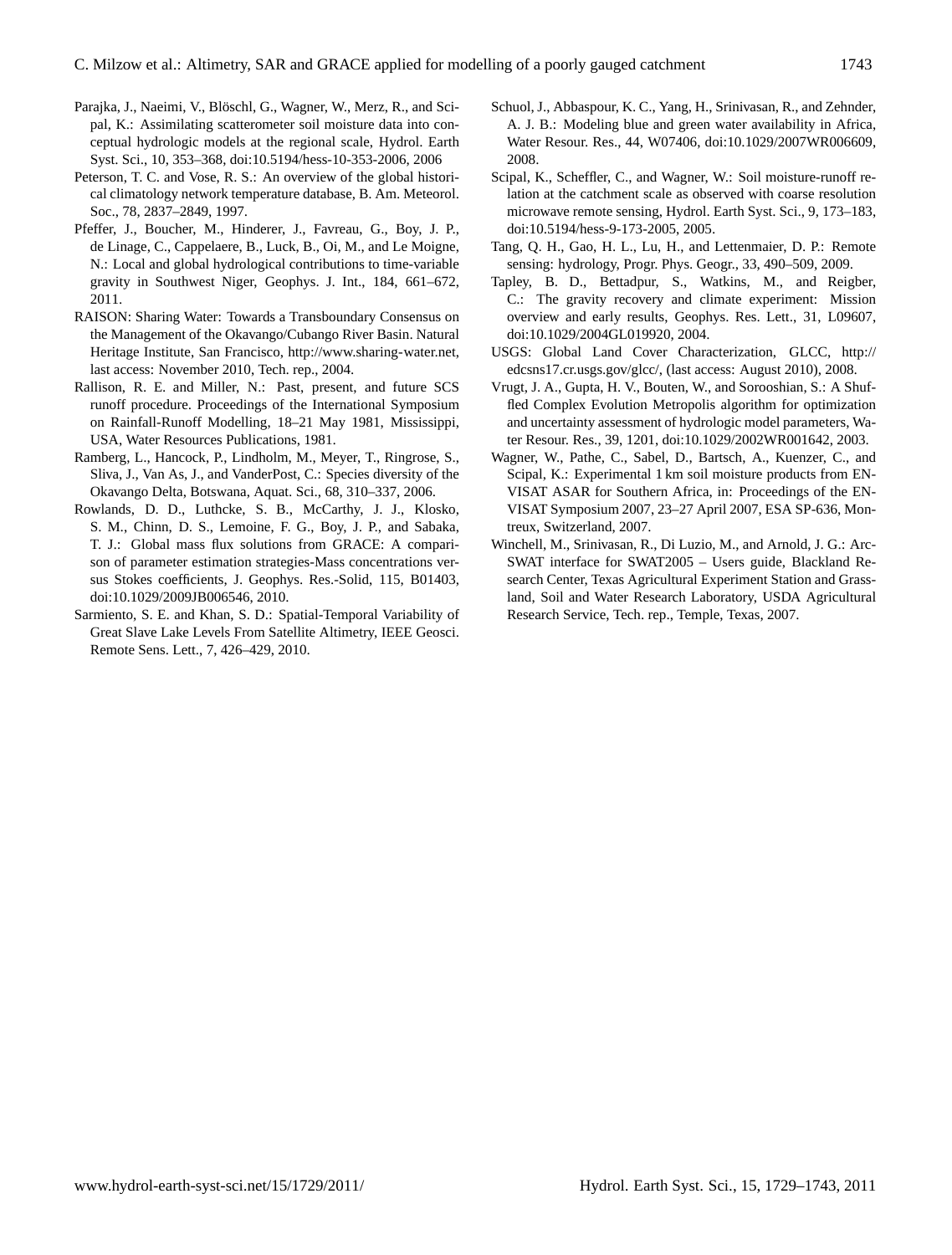Parajka, J., Naeimi, V., Blöschl, G., Wagner, W., Merz, R., and Scipal, K.: Assimilating scatterometer soil moisture data into conceptual hydrologic models at the regional scale, Hydrol. Earth Syst. Sci., 10, 353–368, doi:10.5194/hess-10-353-2006, 2006

Peterson, T. C. and Vose, R. S.: An overview of the global historical climatology network temperature database, B. Am. Meteorol. Soc., 78, 2837–2849, 1997.

Pfeffer, J., Boucher, M., Hinderer, J., Favreau, G., Boy, J. P., de Linage, C., Cappelaere, B., Luck, B., Oi, M., and Le Moigne, N.: Local and global hydrological contributions to time-variable gravity in Southwest Niger, Geophys. J. Int., 184, 661–672, 2011.

RAISON: Sharing Water: Towards a Transboundary Consensus on the Management of the Okavango/Cubango River Basin. Natural Heritage Institute, San Francisco, http://www.sharing-water.net, last access: November 2010, Tech. rep., 2004.

Rallison, R. E. and Miller, N.: Past, present, and future SCS runoff procedure. Proceedings of the International Symposium on Rainfall-Runoff Modelling, 18–21 May 1981, Mississippi, USA, Water Resources Publications, 1981.

Ramberg, L., Hancock, P., Lindholm, M., Meyer, T., Ringrose, S., Sliva, J., Van As, J., and VanderPost, C.: Species diversity of the Okavango Delta, Botswana, Aquat. Sci., 68, 310–337, 2006.

Rowlands, D. D., Luthcke, S. B., McCarthy, J. J., Klosko, S. M., Chinn, D. S., Lemoine, F. G., Boy, J. P., and Sabaka, T. J.: Global mass flux solutions from GRACE: A comparison of parameter estimation strategies-Mass concentrations versus Stokes coefficients, J. Geophys. Res.-Solid, 115, B01403, doi:10.1029/2009JB006546, 2010.

Sarmiento, S. E. and Khan, S. D.: Spatial-Temporal Variability of Great Slave Lake Levels From Satellite Altimetry, IEEE Geosci. Remote Sens. Lett., 7, 426–429, 2010.

Schuol, J., Abbaspour, K. C., Yang, H., Srinivasan, R., and Zehnder, A. J. B.: Modeling blue and green water availability in Africa, Water Resour. Res., 44, W07406, doi:10.1029/2007WR006609, 2008.

Scipal, K., Scheffler, C., and Wagner, W.: Soil moisture-runoff relation at the catchment scale as observed with coarse resolution microwave remote sensing, Hydrol. Earth Syst. Sci., 9, 173–183, doi:10.5194/hess-9-173-2005, 2005.

Tang, Q. H., Gao, H. L., Lu, H., and Lettenmaier, D. P.: Remote sensing: hydrology, Progr. Phys. Geogr., 33, 490–509, 2009.

Tapley, B. D., Bettadpur, S., Watkins, M., and Reigber, C.: The gravity recovery and climate experiment: Mission overview and early results, Geophys. Res. Lett., 31, L09607, doi:10.1029/2004GL019920, 2004.

USGS: Global Land Cover Characterization, GLCC, http://edcsns17.cr.usgs.gov/glcc/, (last access: August 2010), 2008.

Vrugt, J. A., Gupta, H. V., Bouten, W., and Sorooshian, S.: A Shuffled Complex Evolution Metropolis algorithm for optimization and uncertainty assessment of hydrologic model parameters, Water Resour. Res., 39, 1201, doi:10.1029/2002WR001642, 2003.

Wagner, W., Pathe, C., Sabel, D., Bartsch, A., Kuenzer, C., and Scipal, K.: Experimental 1 km soil moisture products from ENVISAT ASAR for Southern Africa, in: Proceedings of the ENVISAT Symposium 2007, 23–27 April 2007, ESA SP-636, Montreux, Switzerland, 2007.

Winchell, M., Srinivasan, R., Di Luzio, M., and Arnold, J. G.: ArcSWAT interface for SWAT2005 – Users guide, Blackland Research Center, Texas Agricultural Experiment Station and Grassland, Soil and Water Research Laboratory, USDA Agricultural Research Service, Tech. rep., Temple, Texas, 2007.